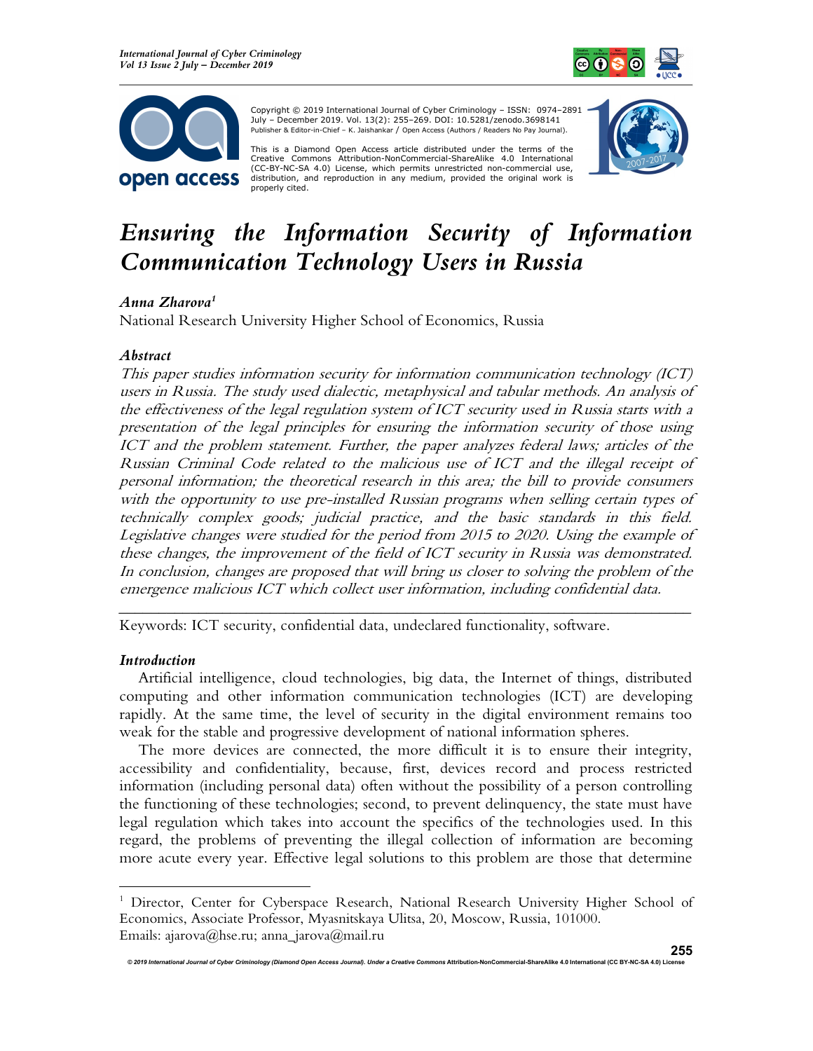Copyright © 2019 International Journal of Cyber Criminology – ISSN: 0974–2891 July – December 2019. Vol. 13(2): 255–269. DOI: 10.5281/zenodo.3698141
Publisher & Editor-in-Chief – K. Jaishankar / Open Access (Authors / Readers No Pay Journal).

This is a Diamond Open Access article distributed under the terms of the Creative Commons Attribution-NonCommercial-ShareAlike 4.0 International (CC-BY-NC-SA 4.0) License, which permits unrestricted non-commercial use, distribution, and reproduction in any medium, provided the original work is properly cited.

# *Ensuring the Information Security of Information Communication Technology Users in Russia*

***Anna Zharova***[1]
National Research University Higher School of Economics, Russia

### *Abstract*

*This paper studies information security for information communication technology (ICT) users in Russia. The study used dialectic, metaphysical and tabular methods. An analysis of the effectiveness of the legal regulation system of ICT security used in Russia starts with a presentation of the legal principles for ensuring the information security of those using ICT and the problem statement. Further, the paper analyzes federal laws; articles of the Russian Criminal Code related to the malicious use of ICT and the illegal receipt of personal information; the theoretical research in this area; the bill to provide consumers with the opportunity to use pre-installed Russian programs when selling certain types of technically complex goods; judicial practice, and the basic standards in this field. Legislative changes were studied for the period from 2015 to 2020. Using the example of these changes, the improvement of the field of ICT security in Russia was demonstrated. In conclusion, changes are proposed that will bring us closer to solving the problem of the emergence malicious ICT which collect user information, including confidential data.*

---

Keywords: ICT security, confidential data, undeclared functionality, software.

### *Introduction*

Artificial intelligence, cloud technologies, big data, the Internet of things, distributed computing and other information communication technologies (ICT) are developing rapidly. At the same time, the level of security in the digital environment remains too weak for the stable and progressive development of national information spheres.

The more devices are connected, the more difficult it is to ensure their integrity, accessibility and confidentiality, because, first, devices record and process restricted information (including personal data) often without the possibility of a person controlling the functioning of these technologies; second, to prevent delinquency, the state must have legal regulation which takes into account the specifics of the technologies used. In this regard, the problems of preventing the illegal collection of information are becoming more acute every year. Effective legal solutions to this problem are those that determine

---

[1] Director, Center for Cyberspace Research, National Research University Higher School of Economics, Associate Professor, Myasnitskaya Ulitsa, 20, Moscow, Russia, 101000.
Emails: ajarova@hse.ru; anna_jarova@mail.ru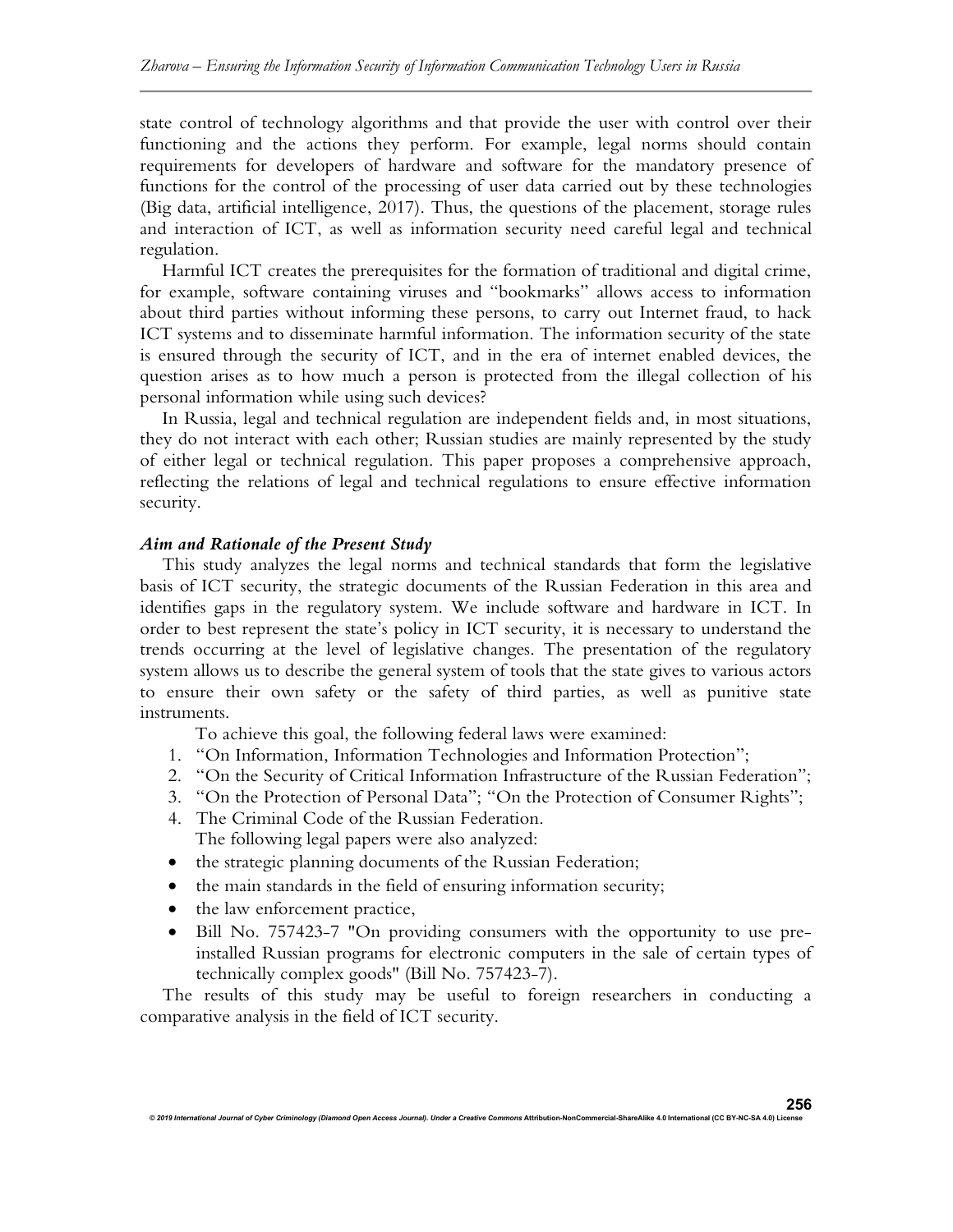state control of technology algorithms and that provide the user with control over their functioning and the actions they perform. For example, legal norms should contain requirements for developers of hardware and software for the mandatory presence of functions for the control of the processing of user data carried out by these technologies (Big data, artificial intelligence, 2017). Thus, the questions of the placement, storage rules and interaction of ICT, as well as information security need careful legal and technical regulation.

Harmful ICT creates the prerequisites for the formation of traditional and digital crime, for example, software containing viruses and "bookmarks" allows access to information about third parties without informing these persons, to carry out Internet fraud, to hack ICT systems and to disseminate harmful information. The information security of the state is ensured through the security of ICT, and in the era of internet enabled devices, the question arises as to how much a person is protected from the illegal collection of his personal information while using such devices?

In Russia, legal and technical regulation are independent fields and, in most situations, they do not interact with each other; Russian studies are mainly represented by the study of either legal or technical regulation. This paper proposes a comprehensive approach, reflecting the relations of legal and technical regulations to ensure effective information security.

### *Aim and Rationale of the Present Study*

This study analyzes the legal norms and technical standards that form the legislative basis of ICT security, the strategic documents of the Russian Federation in this area and identifies gaps in the regulatory system. We include software and hardware in ICT. In order to best represent the state's policy in ICT security, it is necessary to understand the trends occurring at the level of legislative changes. The presentation of the regulatory system allows us to describe the general system of tools that the state gives to various actors to ensure their own safety or the safety of third parties, as well as punitive state instruments.

To achieve this goal, the following federal laws were examined:

1. "On Information, Information Technologies and Information Protection";
2. "On the Security of Critical Information Infrastructure of the Russian Federation";
3. "On the Protection of Personal Data"; "On the Protection of Consumer Rights";
4. The Criminal Code of the Russian Federation.

The following legal papers were also analyzed:

- the strategic planning documents of the Russian Federation;
- the main standards in the field of ensuring information security;
- the law enforcement practice,
- Bill No. 757423-7 "On providing consumers with the opportunity to use pre-installed Russian programs for electronic computers in the sale of certain types of technically complex goods" (Bill No. 757423-7).

The results of this study may be useful to foreign researchers in conducting a comparative analysis in the field of ICT security.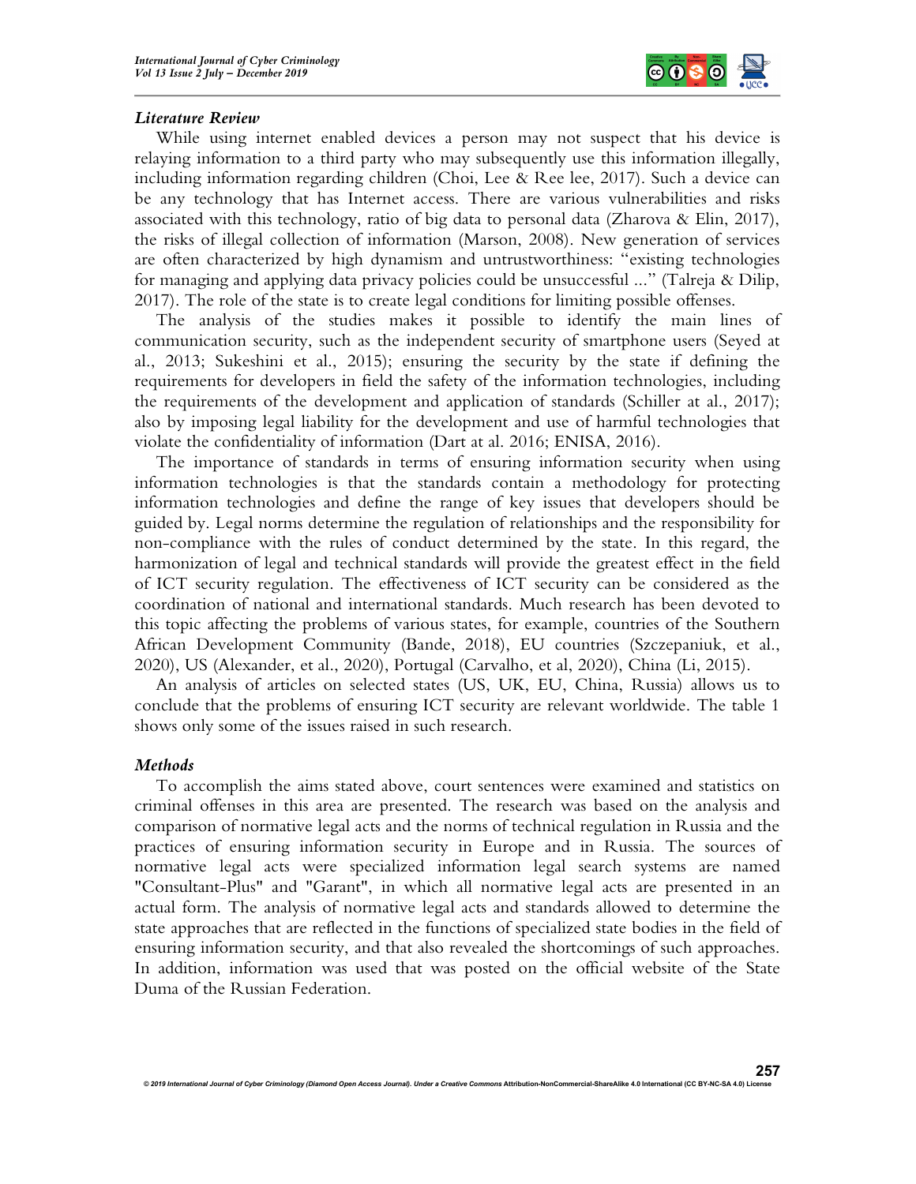### *Literature Review*

While using internet enabled devices a person may not suspect that his device is relaying information to a third party who may subsequently use this information illegally, including information regarding children (Choi, Lee & Ree lee, 2017). Such a device can be any technology that has Internet access. There are various vulnerabilities and risks associated with this technology, ratio of big data to personal data (Zharova & Elin, 2017), the risks of illegal collection of information (Marson, 2008). New generation of services are often characterized by high dynamism and untrustworthiness: "existing technologies for managing and applying data privacy policies could be unsuccessful ..." (Talreja & Dilip, 2017). The role of the state is to create legal conditions for limiting possible offenses.

The analysis of the studies makes it possible to identify the main lines of communication security, such as the independent security of smartphone users (Seyed at al., 2013; Sukeshini et al., 2015); ensuring the security by the state if defining the requirements for developers in field the safety of the information technologies, including the requirements of the development and application of standards (Schiller at al., 2017); also by imposing legal liability for the development and use of harmful technologies that violate the confidentiality of information (Dart at al. 2016; ENISA, 2016).

The importance of standards in terms of ensuring information security when using information technologies is that the standards contain a methodology for protecting information technologies and define the range of key issues that developers should be guided by. Legal norms determine the regulation of relationships and the responsibility for non-compliance with the rules of conduct determined by the state. In this regard, the harmonization of legal and technical standards will provide the greatest effect in the field of ICT security regulation. The effectiveness of ICT security can be considered as the coordination of national and international standards. Much research has been devoted to this topic affecting the problems of various states, for example, countries of the Southern African Development Community (Bande, 2018), EU countries (Szczepaniuk, et al., 2020), US (Alexander, et al., 2020), Portugal (Carvalho, et al, 2020), China (Li, 2015).

An analysis of articles on selected states (US, UK, EU, China, Russia) allows us to conclude that the problems of ensuring ICT security are relevant worldwide. The table 1 shows only some of the issues raised in such research.

### *Methods*

To accomplish the aims stated above, court sentences were examined and statistics on criminal offenses in this area are presented. The research was based on the analysis and comparison of normative legal acts and the norms of technical regulation in Russia and the practices of ensuring information security in Europe and in Russia. The sources of normative legal acts were specialized information legal search systems are named "Consultant-Plus" and "Garant", in which all normative legal acts are presented in an actual form. The analysis of normative legal acts and standards allowed to determine the state approaches that are reflected in the functions of specialized state bodies in the field of ensuring information security, and that also revealed the shortcomings of such approaches. In addition, information was used that was posted on the official website of the State Duma of the Russian Federation.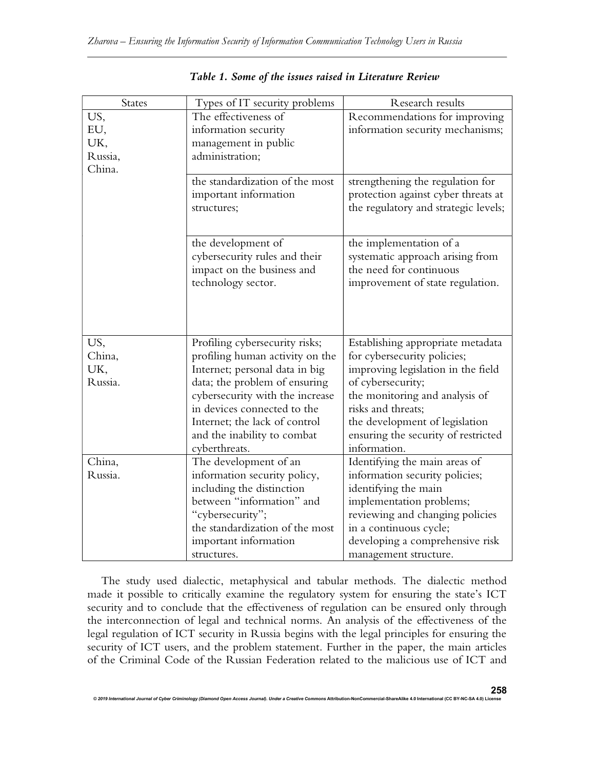*Table 1. Some of the issues raised in Literature Review*

| States | Types of IT security problems | Research results |
|---|---|---|
| US, EU, UK, Russia, China. | The effectiveness of information security management in public administration; | Recommendations for improving information security mechanisms; |
| | the standardization of the most important information structures; | strengthening the regulation for protection against cyber threats at the regulatory and strategic levels; |
| | the development of cybersecurity rules and their impact on the business and technology sector. | the implementation of a systematic approach arising from the need for continuous improvement of state regulation. |
| US, China, UK, Russia. | Profiling cybersecurity risks; profiling human activity on the Internet; personal data in big data; the problem of ensuring cybersecurity with the increase in devices connected to the Internet; the lack of control and the inability to combat cyberthreats. | Establishing appropriate metadata for cybersecurity policies; improving legislation in the field of cybersecurity; the monitoring and analysis of risks and threats; the development of legislation ensuring the security of restricted information. |
| China, Russia. | The development of an information security policy, including the distinction between "information" and "cybersecurity"; the standardization of the most important information structures. | Identifying the main areas of information security policies; identifying the main implementation problems; reviewing and changing policies in a continuous cycle; developing a comprehensive risk management structure. |

The study used dialectic, metaphysical and tabular methods. The dialectic method made it possible to critically examine the regulatory system for ensuring the state's ICT security and to conclude that the effectiveness of regulation can be ensured only through the interconnection of legal and technical norms. An analysis of the effectiveness of the legal regulation of ICT security in Russia begins with the legal principles for ensuring the security of ICT users, and the problem statement. Further in the paper, the main articles of the Criminal Code of the Russian Federation related to the malicious use of ICT and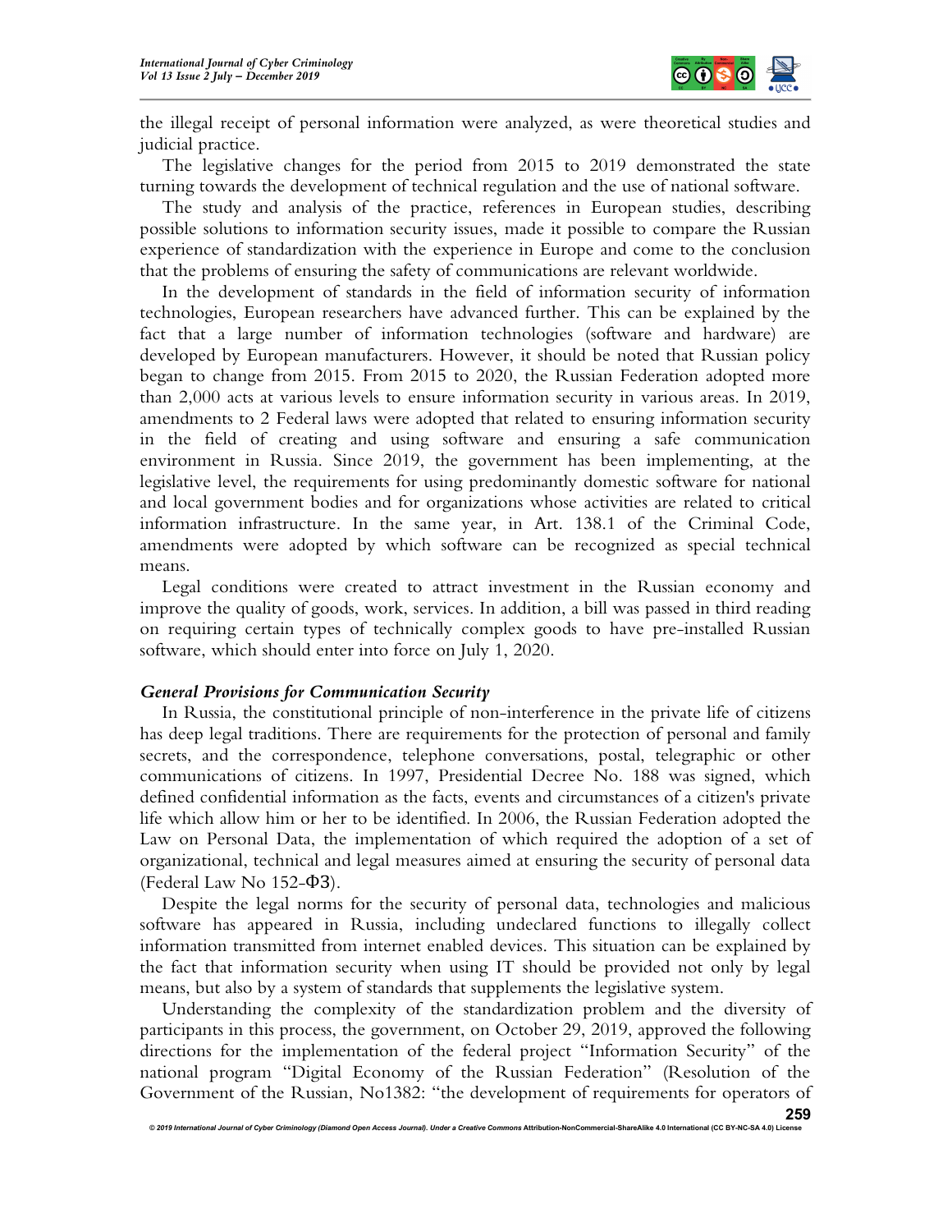the illegal receipt of personal information were analyzed, as were theoretical studies and judicial practice.

The legislative changes for the period from 2015 to 2019 demonstrated the state turning towards the development of technical regulation and the use of national software.

The study and analysis of the practice, references in European studies, describing possible solutions to information security issues, made it possible to compare the Russian experience of standardization with the experience in Europe and come to the conclusion that the problems of ensuring the safety of communications are relevant worldwide.

In the development of standards in the field of information security of information technologies, European researchers have advanced further. This can be explained by the fact that a large number of information technologies (software and hardware) are developed by European manufacturers. However, it should be noted that Russian policy began to change from 2015. From 2015 to 2020, the Russian Federation adopted more than 2,000 acts at various levels to ensure information security in various areas. In 2019, amendments to 2 Federal laws were adopted that related to ensuring information security in the field of creating and using software and ensuring a safe communication environment in Russia. Since 2019, the government has been implementing, at the legislative level, the requirements for using predominantly domestic software for national and local government bodies and for organizations whose activities are related to critical information infrastructure. In the same year, in Art. 138.1 of the Criminal Code, amendments were adopted by which software can be recognized as special technical means.

Legal conditions were created to attract investment in the Russian economy and improve the quality of goods, work, services. In addition, a bill was passed in third reading on requiring certain types of technically complex goods to have pre-installed Russian software, which should enter into force on July 1, 2020.

### *General Provisions for Communication Security*

In Russia, the constitutional principle of non-interference in the private life of citizens has deep legal traditions. There are requirements for the protection of personal and family secrets, and the correspondence, telephone conversations, postal, telegraphic or other communications of citizens. In 1997, Presidential Decree No. 188 was signed, which defined confidential information as the facts, events and circumstances of a citizen's private life which allow him or her to be identified. In 2006, the Russian Federation adopted the Law on Personal Data, the implementation of which required the adoption of a set of organizational, technical and legal measures aimed at ensuring the security of personal data (Federal Law No 152-ФЗ).

Despite the legal norms for the security of personal data, technologies and malicious software has appeared in Russia, including undeclared functions to illegally collect information transmitted from internet enabled devices. This situation can be explained by the fact that information security when using IT should be provided not only by legal means, but also by a system of standards that supplements the legislative system.

Understanding the complexity of the standardization problem and the diversity of participants in this process, the government, on October 29, 2019, approved the following directions for the implementation of the federal project "Information Security" of the national program "Digital Economy of the Russian Federation" (Resolution of the Government of the Russian, No1382: "the development of requirements for operators of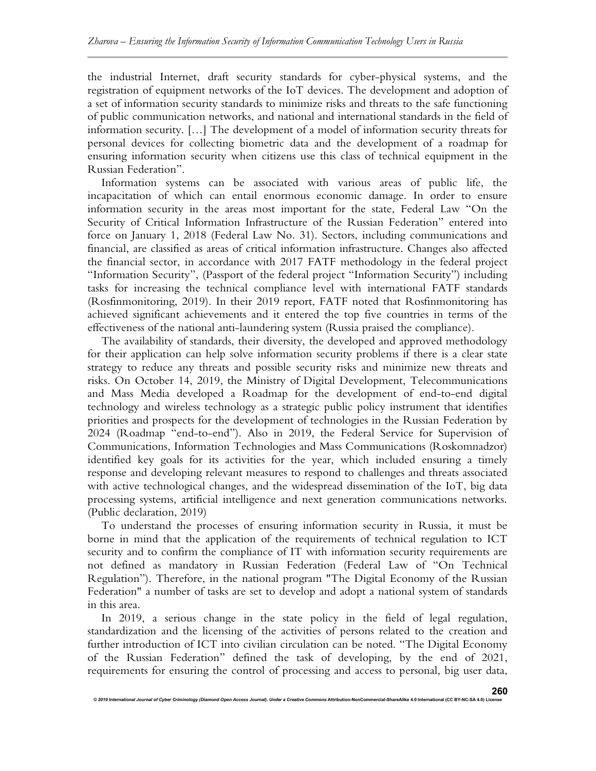the industrial Internet, draft security standards for cyber-physical systems, and the registration of equipment networks of the IoT devices. The development and adoption of a set of information security standards to minimize risks and threats to the safe functioning of public communication networks, and national and international standards in the field of information security. […] The development of a model of information security threats for personal devices for collecting biometric data and the development of a roadmap for ensuring information security when citizens use this class of technical equipment in the Russian Federation".

Information systems can be associated with various areas of public life, the incapacitation of which can entail enormous economic damage. In order to ensure information security in the areas most important for the state, Federal Law "On the Security of Critical Information Infrastructure of the Russian Federation" entered into force on January 1, 2018 (Federal Law No. 31). Sectors, including communications and financial, are classified as areas of critical information infrastructure. Changes also affected the financial sector, in accordance with 2017 FATF methodology in the federal project "Information Security", (Passport of the federal project "Information Security") including tasks for increasing the technical compliance level with international FATF standards (Rosfinmonitoring, 2019). In their 2019 report, FATF noted that Rosfinmonitoring has achieved significant achievements and it entered the top five countries in terms of the effectiveness of the national anti-laundering system (Russia praised the compliance).

The availability of standards, their diversity, the developed and approved methodology for their application can help solve information security problems if there is a clear state strategy to reduce any threats and possible security risks and minimize new threats and risks. On October 14, 2019, the Ministry of Digital Development, Telecommunications and Mass Media developed a Roadmap for the development of end-to-end digital technology and wireless technology as a strategic public policy instrument that identifies priorities and prospects for the development of technologies in the Russian Federation by 2024 (Roadmap "end-to-end"). Also in 2019, the Federal Service for Supervision of Communications, Information Technologies and Mass Communications (Roskomnadzor) identified key goals for its activities for the year, which included ensuring a timely response and developing relevant measures to respond to challenges and threats associated with active technological changes, and the widespread dissemination of the IoT, big data processing systems, artificial intelligence and next generation communications networks. (Public declaration, 2019)

To understand the processes of ensuring information security in Russia, it must be borne in mind that the application of the requirements of technical regulation to ICT security and to confirm the compliance of IT with information security requirements are not defined as mandatory in Russian Federation (Federal Law of "On Technical Regulation"). Therefore, in the national program "The Digital Economy of the Russian Federation" a number of tasks are set to develop and adopt a national system of standards in this area.

In 2019, a serious change in the state policy in the field of legal regulation, standardization and the licensing of the activities of persons related to the creation and further introduction of ICT into civilian circulation can be noted. "The Digital Economy of the Russian Federation" defined the task of developing, by the end of 2021, requirements for ensuring the control of processing and access to personal, big user data,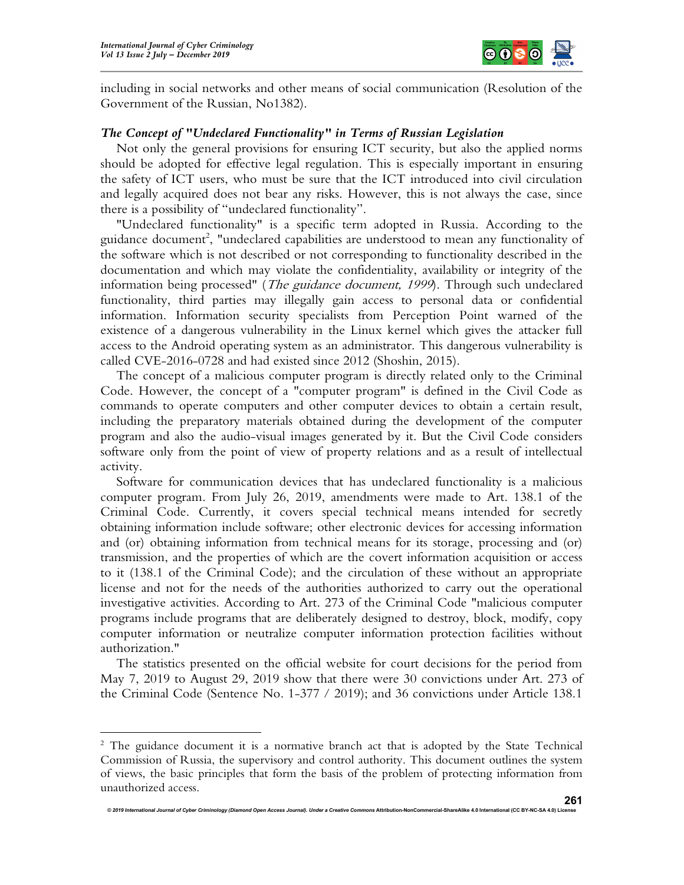including in social networks and other means of social communication (Resolution of the Government of the Russian, No1382).

### *The Concept of "Undeclared Functionality" in Terms of Russian Legislation*

Not only the general provisions for ensuring ICT security, but also the applied norms should be adopted for effective legal regulation. This is especially important in ensuring the safety of ICT users, who must be sure that the ICT introduced into civil circulation and legally acquired does not bear any risks. However, this is not always the case, since there is a possibility of "undeclared functionality".

"Undeclared functionality" is a specific term adopted in Russia. According to the guidance document[2], "undeclared capabilities are understood to mean any functionality of the software which is not described or not corresponding to functionality described in the documentation and which may violate the confidentiality, availability or integrity of the information being processed" (*The guidance document, 1999*). Through such undeclared functionality, third parties may illegally gain access to personal data or confidential information. Information security specialists from Perception Point warned of the existence of a dangerous vulnerability in the Linux kernel which gives the attacker full access to the Android operating system as an administrator. This dangerous vulnerability is called CVE-2016-0728 and had existed since 2012 (Shoshin, 2015).

The concept of a malicious computer program is directly related only to the Criminal Code. However, the concept of a "computer program" is defined in the Civil Code as commands to operate computers and other computer devices to obtain a certain result, including the preparatory materials obtained during the development of the computer program and also the audio-visual images generated by it. But the Civil Code considers software only from the point of view of property relations and as a result of intellectual activity.

Software for communication devices that has undeclared functionality is a malicious computer program. From July 26, 2019, amendments were made to Art. 138.1 of the Criminal Code. Currently, it covers special technical means intended for secretly obtaining information include software; other electronic devices for accessing information and (or) obtaining information from technical means for its storage, processing and (or) transmission, and the properties of which are the covert information acquisition or access to it (138.1 of the Criminal Code); and the circulation of these without an appropriate license and not for the needs of the authorities authorized to carry out the operational investigative activities. According to Art. 273 of the Criminal Code "malicious computer programs include programs that are deliberately designed to destroy, block, modify, copy computer information or neutralize computer information protection facilities without authorization."

The statistics presented on the official website for court decisions for the period from May 7, 2019 to August 29, 2019 show that there were 30 convictions under Art. 273 of the Criminal Code (Sentence No. 1-377 / 2019); and 36 convictions under Article 138.1

---

[2] The guidance document it is a normative branch act that is adopted by the State Technical Commission of Russia, the supervisory and control authority. This document outlines the system of views, the basic principles that form the basis of the problem of protecting information from unauthorized access.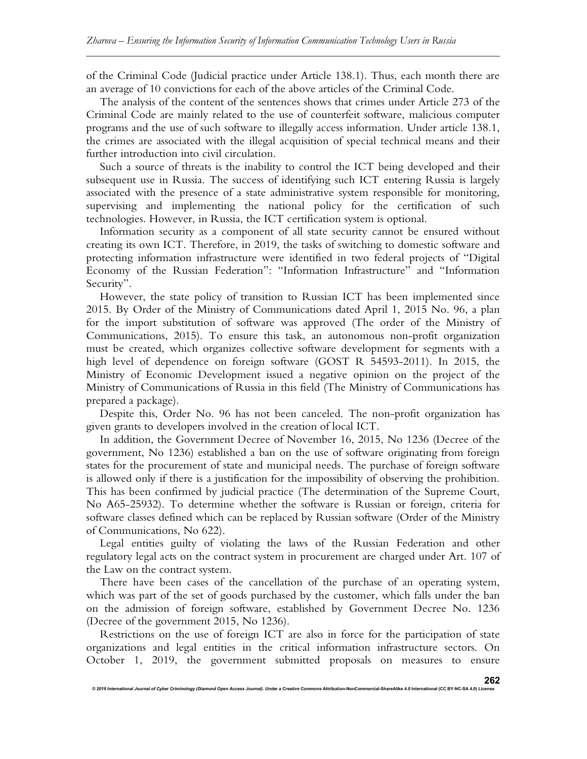of the Criminal Code (Judicial practice under Article 138.1). Thus, each month there are an average of 10 convictions for each of the above articles of the Criminal Code.

The analysis of the content of the sentences shows that crimes under Article 273 of the Criminal Code are mainly related to the use of counterfeit software, malicious computer programs and the use of such software to illegally access information. Under article 138.1, the crimes are associated with the illegal acquisition of special technical means and their further introduction into civil circulation.

Such a source of threats is the inability to control the ICT being developed and their subsequent use in Russia. The success of identifying such ICT entering Russia is largely associated with the presence of a state administrative system responsible for monitoring, supervising and implementing the national policy for the certification of such technologies. However, in Russia, the ICT certification system is optional.

Information security as a component of all state security cannot be ensured without creating its own ICT. Therefore, in 2019, the tasks of switching to domestic software and protecting information infrastructure were identified in two federal projects of "Digital Economy of the Russian Federation": "Information Infrastructure" and "Information Security".

However, the state policy of transition to Russian ICT has been implemented since 2015. By Order of the Ministry of Communications dated April 1, 2015 No. 96, a plan for the import substitution of software was approved (The order of the Ministry of Communications, 2015). To ensure this task, an autonomous non-profit organization must be created, which organizes collective software development for segments with a high level of dependence on foreign software (GOST R 54593-2011). In 2015, the Ministry of Economic Development issued a negative opinion on the project of the Ministry of Communications of Russia in this field (The Ministry of Communications has prepared a package).

Despite this, Order No. 96 has not been canceled. The non-profit organization has given grants to developers involved in the creation of local ICT.

In addition, the Government Decree of November 16, 2015, No 1236 (Decree of the government, No 1236) established a ban on the use of software originating from foreign states for the procurement of state and municipal needs. The purchase of foreign software is allowed only if there is a justification for the impossibility of observing the prohibition. This has been confirmed by judicial practice (The determination of the Supreme Court, No A65-25932). To determine whether the software is Russian or foreign, criteria for software classes defined which can be replaced by Russian software (Order of the Ministry of Communications, No 622).

Legal entities guilty of violating the laws of the Russian Federation and other regulatory legal acts on the contract system in procurement are charged under Art. 107 of the Law on the contract system.

There have been cases of the cancellation of the purchase of an operating system, which was part of the set of goods purchased by the customer, which falls under the ban on the admission of foreign software, established by Government Decree No. 1236 (Decree of the government 2015, No 1236).

Restrictions on the use of foreign ICT are also in force for the participation of state organizations and legal entities in the critical information infrastructure sectors. On October 1, 2019, the government submitted proposals on measures to ensure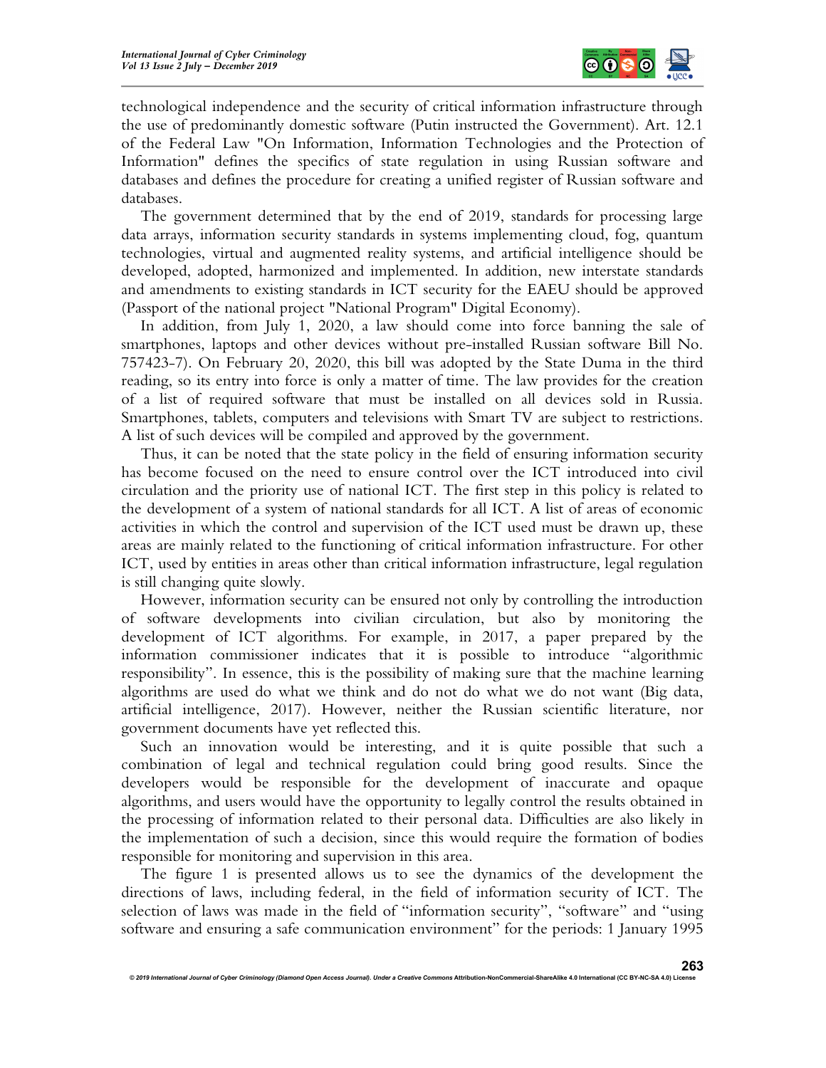technological independence and the security of critical information infrastructure through the use of predominantly domestic software (Putin instructed the Government). Art. 12.1 of the Federal Law "On Information, Information Technologies and the Protection of Information" defines the specifics of state regulation in using Russian software and databases and defines the procedure for creating a unified register of Russian software and databases.

The government determined that by the end of 2019, standards for processing large data arrays, information security standards in systems implementing cloud, fog, quantum technologies, virtual and augmented reality systems, and artificial intelligence should be developed, adopted, harmonized and implemented. In addition, new interstate standards and amendments to existing standards in ICT security for the EAEU should be approved (Passport of the national project "National Program" Digital Economy).

In addition, from July 1, 2020, a law should come into force banning the sale of smartphones, laptops and other devices without pre-installed Russian software Bill No. 757423-7). On February 20, 2020, this bill was adopted by the State Duma in the third reading, so its entry into force is only a matter of time. The law provides for the creation of a list of required software that must be installed on all devices sold in Russia. Smartphones, tablets, computers and televisions with Smart TV are subject to restrictions. A list of such devices will be compiled and approved by the government.

Thus, it can be noted that the state policy in the field of ensuring information security has become focused on the need to ensure control over the ICT introduced into civil circulation and the priority use of national ICT. The first step in this policy is related to the development of a system of national standards for all ICT. A list of areas of economic activities in which the control and supervision of the ICT used must be drawn up, these areas are mainly related to the functioning of critical information infrastructure. For other ICT, used by entities in areas other than critical information infrastructure, legal regulation is still changing quite slowly.

However, information security can be ensured not only by controlling the introduction of software developments into civilian circulation, but also by monitoring the development of ICT algorithms. For example, in 2017, a paper prepared by the information commissioner indicates that it is possible to introduce "algorithmic responsibility". In essence, this is the possibility of making sure that the machine learning algorithms are used do what we think and do not do what we do not want (Big data, artificial intelligence, 2017). However, neither the Russian scientific literature, nor government documents have yet reflected this.

Such an innovation would be interesting, and it is quite possible that such a combination of legal and technical regulation could bring good results. Since the developers would be responsible for the development of inaccurate and opaque algorithms, and users would have the opportunity to legally control the results obtained in the processing of information related to their personal data. Difficulties are also likely in the implementation of such a decision, since this would require the formation of bodies responsible for monitoring and supervision in this area.

The figure 1 is presented allows us to see the dynamics of the development the directions of laws, including federal, in the field of information security of ICT. The selection of laws was made in the field of "information security", "software" and "using software and ensuring a safe communication environment" for the periods: 1 January 1995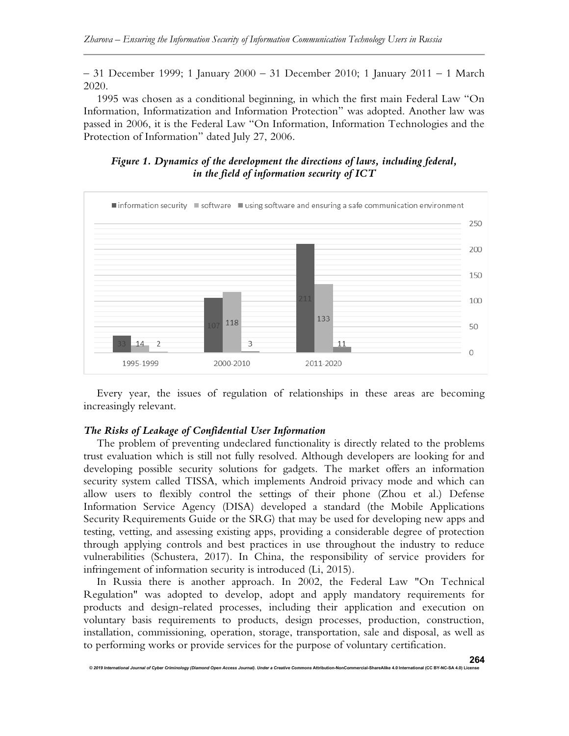– 31 December 1999; 1 January 2000 – 31 December 2010; 1 January 2011 – 1 March 2020.

1995 was chosen as a conditional beginning, in which the first main Federal Law "On Information, Informatization and Information Protection" was adopted. Another law was passed in 2006, it is the Federal Law "On Information, Information Technologies and the Protection of Information" dated July 27, 2006.

***Figure 1. Dynamics of the development the directions of laws, including federal, in the field of information security of ICT***

| Period | information security | software | using software and ensuring a safe communication environment |
|---|---|---|---|
| 1995-1999 | 33 | 14 | 2 |
| 2000-2010 | 107 | 118 | 3 |
| 2011-2020 | 211 | 133 | 11 |

Every year, the issues of regulation of relationships in these areas are becoming increasingly relevant.

***The Risks of Leakage of Confidential User Information***

The problem of preventing undeclared functionality is directly related to the problems trust evaluation which is still not fully resolved. Although developers are looking for and developing possible security solutions for gadgets. The market offers an information security system called TISSA, which implements Android privacy mode and which can allow users to flexibly control the settings of their phone (Zhou et al.) Defense Information Service Agency (DISA) developed a standard (the Mobile Applications Security Requirements Guide or the SRG) that may be used for developing new apps and testing, vetting, and assessing existing apps, providing a considerable degree of protection through applying controls and best practices in use throughout the industry to reduce vulnerabilities (Schustera, 2017). In China, the responsibility of service providers for infringement of information security is introduced (Li, 2015).

In Russia there is another approach. In 2002, the Federal Law "On Technical Regulation" was adopted to develop, adopt and apply mandatory requirements for products and design-related processes, including their application and execution on voluntary basis requirements to products, design processes, production, construction, installation, commissioning, operation, storage, transportation, sale and disposal, as well as to performing works or provide services for the purpose of voluntary certification.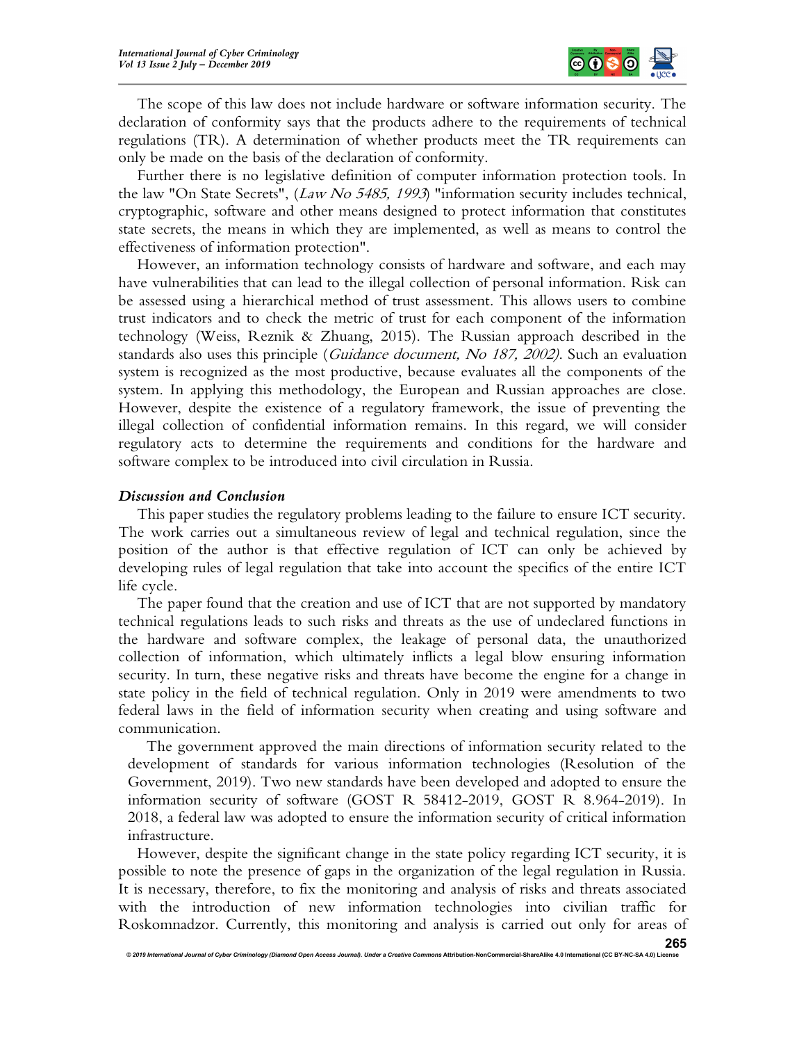The scope of this law does not include hardware or software information security. The declaration of conformity says that the products adhere to the requirements of technical regulations (TR). A determination of whether products meet the TR requirements can only be made on the basis of the declaration of conformity.

Further there is no legislative definition of computer information protection tools. In the law "On State Secrets", (*Law No 5485, 1993*) "information security includes technical, cryptographic, software and other means designed to protect information that constitutes state secrets, the means in which they are implemented, as well as means to control the effectiveness of information protection".

However, an information technology consists of hardware and software, and each may have vulnerabilities that can lead to the illegal collection of personal information. Risk can be assessed using a hierarchical method of trust assessment. This allows users to combine trust indicators and to check the metric of trust for each component of the information technology (Weiss, Reznik & Zhuang, 2015). The Russian approach described in the standards also uses this principle (*Guidance document, No 187, 2002)*. Such an evaluation system is recognized as the most productive, because evaluates all the components of the system. In applying this methodology, the European and Russian approaches are close. However, despite the existence of a regulatory framework, the issue of preventing the illegal collection of confidential information remains. In this regard, we will consider regulatory acts to determine the requirements and conditions for the hardware and software complex to be introduced into civil circulation in Russia.

### *Discussion and Conclusion*

This paper studies the regulatory problems leading to the failure to ensure ICT security. The work carries out a simultaneous review of legal and technical regulation, since the position of the author is that effective regulation of ICT can only be achieved by developing rules of legal regulation that take into account the specifics of the entire ICT life cycle.

The paper found that the creation and use of ICT that are not supported by mandatory technical regulations leads to such risks and threats as the use of undeclared functions in the hardware and software complex, the leakage of personal data, the unauthorized collection of information, which ultimately inflicts a legal blow ensuring information security. In turn, these negative risks and threats have become the engine for a change in state policy in the field of technical regulation. Only in 2019 were amendments to two federal laws in the field of information security when creating and using software and communication.

The government approved the main directions of information security related to the development of standards for various information technologies (Resolution of the Government, 2019). Two new standards have been developed and adopted to ensure the information security of software (GOST R 58412-2019, GOST R 8.964-2019). In 2018, a federal law was adopted to ensure the information security of critical information infrastructure.

However, despite the significant change in the state policy regarding ICT security, it is possible to note the presence of gaps in the organization of the legal regulation in Russia. It is necessary, therefore, to fix the monitoring and analysis of risks and threats associated with the introduction of new information technologies into civilian traffic for Roskomnadzor. Currently, this monitoring and analysis is carried out only for areas of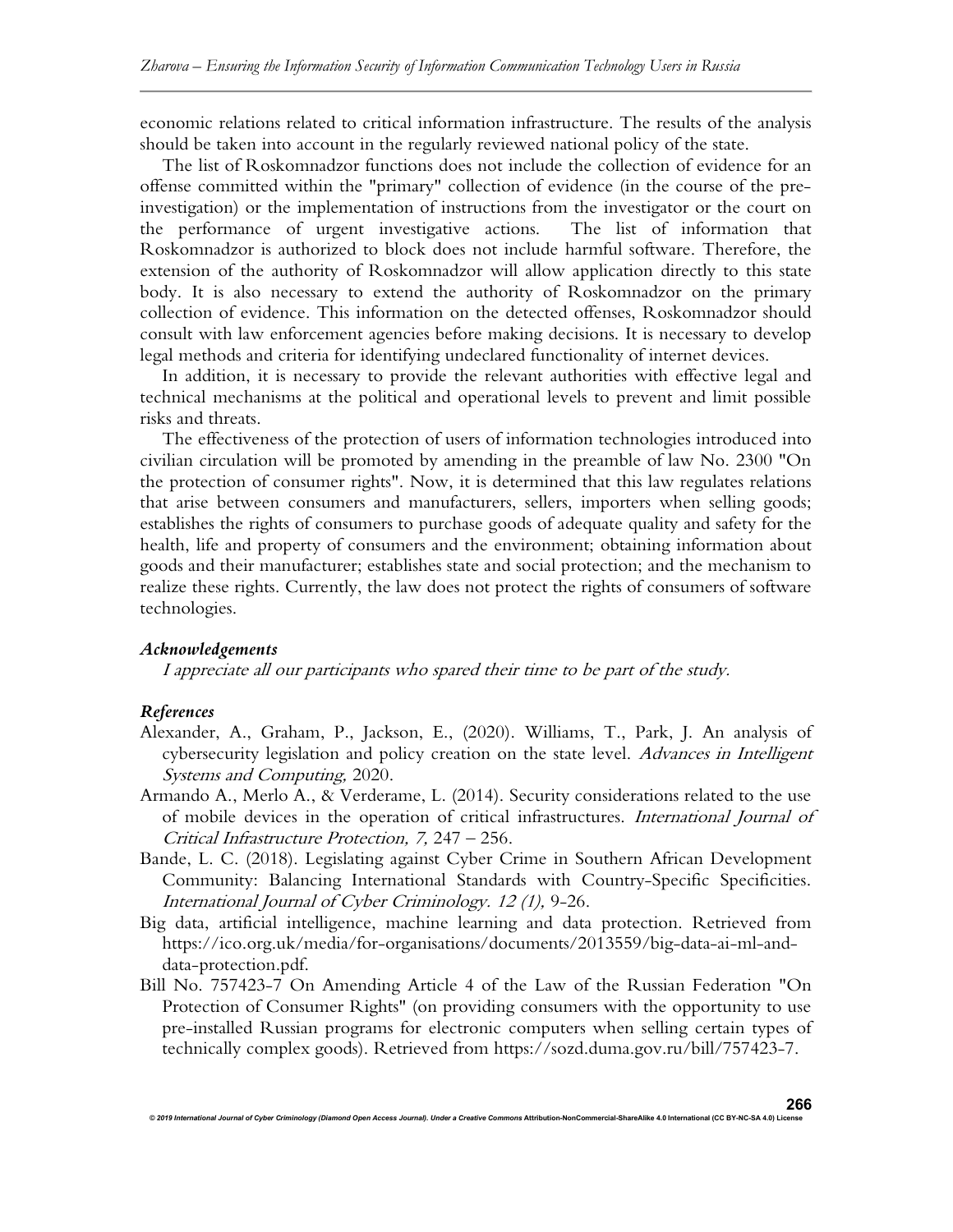economic relations related to critical information infrastructure. The results of the analysis should be taken into account in the regularly reviewed national policy of the state.

The list of Roskomnadzor functions does not include the collection of evidence for an offense committed within the "primary" collection of evidence (in the course of the pre-investigation) or the implementation of instructions from the investigator or the court on the performance of urgent investigative actions. The list of information that Roskomnadzor is authorized to block does not include harmful software. Therefore, the extension of the authority of Roskomnadzor will allow application directly to this state body. It is also necessary to extend the authority of Roskomnadzor on the primary collection of evidence. This information on the detected offenses, Roskomnadzor should consult with law enforcement agencies before making decisions. It is necessary to develop legal methods and criteria for identifying undeclared functionality of internet devices.

In addition, it is necessary to provide the relevant authorities with effective legal and technical mechanisms at the political and operational levels to prevent and limit possible risks and threats.

The effectiveness of the protection of users of information technologies introduced into civilian circulation will be promoted by amending in the preamble of law No. 2300 "On the protection of consumer rights". Now, it is determined that this law regulates relations that arise between consumers and manufacturers, sellers, importers when selling goods; establishes the rights of consumers to purchase goods of adequate quality and safety for the health, life and property of consumers and the environment; obtaining information about goods and their manufacturer; establishes state and social protection; and the mechanism to realize these rights. Currently, the law does not protect the rights of consumers of software technologies.

### *Acknowledgements*

*I appreciate all our participants who spared their time to be part of the study.*

### *References*

Alexander, A., Graham, P., Jackson, E., (2020). Williams, T., Park, J. An analysis of cybersecurity legislation and policy creation on the state level. *Advances in Intelligent Systems and Computing,* 2020.

Armando A., Merlo A., & Verderame, L. (2014). Security considerations related to the use of mobile devices in the operation of critical infrastructures. *International Journal of Critical Infrastructure Protection, 7,* 247 – 256.

Bande, L. C. (2018). Legislating against Cyber Crime in Southern African Development Community: Balancing International Standards with Country-Specific Specificities. *International Journal of Cyber Criminology. 12 (1),* 9-26.

Big data, artificial intelligence, machine learning and data protection. Retrieved from https://ico.org.uk/media/for-organisations/documents/2013559/big-data-ai-ml-and-data-protection.pdf.

Bill No. 757423-7 On Amending Article 4 of the Law of the Russian Federation "On Protection of Consumer Rights" (on providing consumers with the opportunity to use pre-installed Russian programs for electronic computers when selling certain types of technically complex goods). Retrieved from https://sozd.duma.gov.ru/bill/757423-7.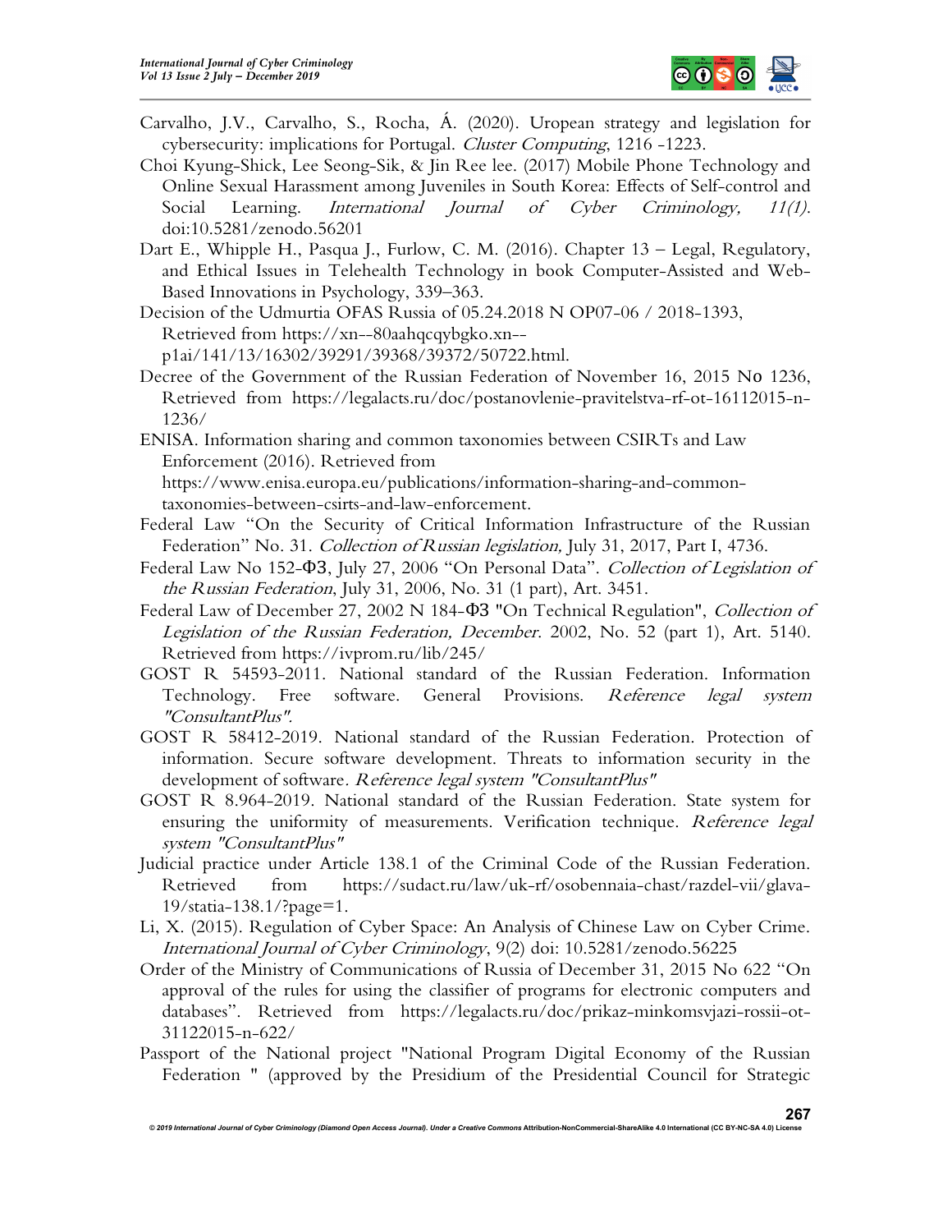Carvalho, J.V., Carvalho, S., Rocha, Á. (2020). Uropean strategy and legislation for cybersecurity: implications for Portugal. *Cluster Computing*, 1216 -1223.

Choi Kyung-Shick, Lee Seong-Sik, & Jin Ree lee. (2017) Mobile Phone Technology and Online Sexual Harassment among Juveniles in South Korea: Effects of Self-control and Social Learning. *International Journal of Cyber Criminology, 11(1)*. doi:10.5281/zenodo.56201

Dart E., Whipple H., Pasqua J., Furlow, C. M. (2016). Chapter 13 – Legal, Regulatory, and Ethical Issues in Telehealth Technology in book Computer-Assisted and Web-Based Innovations in Psychology, 339–363.

Decision of the Udmurtia OFAS Russia of 05.24.2018 N OP07-06 / 2018-1393, Retrieved from https://xn--80aahqcqybgko.xn--p1ai/141/13/16302/39291/39368/39372/50722.html.

Decree of the Government of the Russian Federation of November 16, 2015 No 1236, Retrieved from https://legalacts.ru/doc/postanovlenie-pravitelstva-rf-ot-16112015-n-1236/

ENISA. Information sharing and common taxonomies between CSIRTs and Law Enforcement (2016). Retrieved from https://www.enisa.europa.eu/publications/information-sharing-and-common-taxonomies-between-csirts-and-law-enforcement.

Federal Law "On the Security of Critical Information Infrastructure of the Russian Federation" No. 31. *Collection of Russian legislation,* July 31, 2017, Part I, 4736.

Federal Law No 152-ФЗ, July 27, 2006 "On Personal Data". *Collection of Legislation of the Russian Federation*, July 31, 2006, No. 31 (1 part), Art. 3451.

Federal Law of December 27, 2002 N 184-ФЗ "On Technical Regulation", *Collection of Legislation of the Russian Federation, December*. 2002, No. 52 (part 1), Art. 5140. Retrieved from https://ivprom.ru/lib/245/

GOST R 54593-2011. National standard of the Russian Federation. Information Technology. Free software. General Provisions. *Reference legal system "ConsultantPlus".*

GOST R 58412-2019. National standard of the Russian Federation. Protection of information. Secure software development. Threats to information security in the development of software*. Reference legal system "ConsultantPlus"*

GOST R 8.964-2019. National standard of the Russian Federation. State system for ensuring the uniformity of measurements. Verification technique. *Reference legal system "ConsultantPlus"*

Judicial practice under Article 138.1 of the Criminal Code of the Russian Federation. Retrieved from https://sudact.ru/law/uk-rf/osobennaia-chast/razdel-vii/glava-19/statia-138.1/?page=1.

Li, X. (2015). Regulation of Cyber Space: An Analysis of Chinese Law on Cyber Crime. *International Journal of Cyber Criminology*, 9(2) doi: 10.5281/zenodo.56225

Order of the Ministry of Communications of Russia of December 31, 2015 No 622 "On approval of the rules for using the classifier of programs for electronic computers and databases". Retrieved from https://legalacts.ru/doc/prikaz-minkomsvjazi-rossii-ot-31122015-n-622/

Passport of the National project "National Program Digital Economy of the Russian Federation " (approved by the Presidium of the Presidential Council for Strategic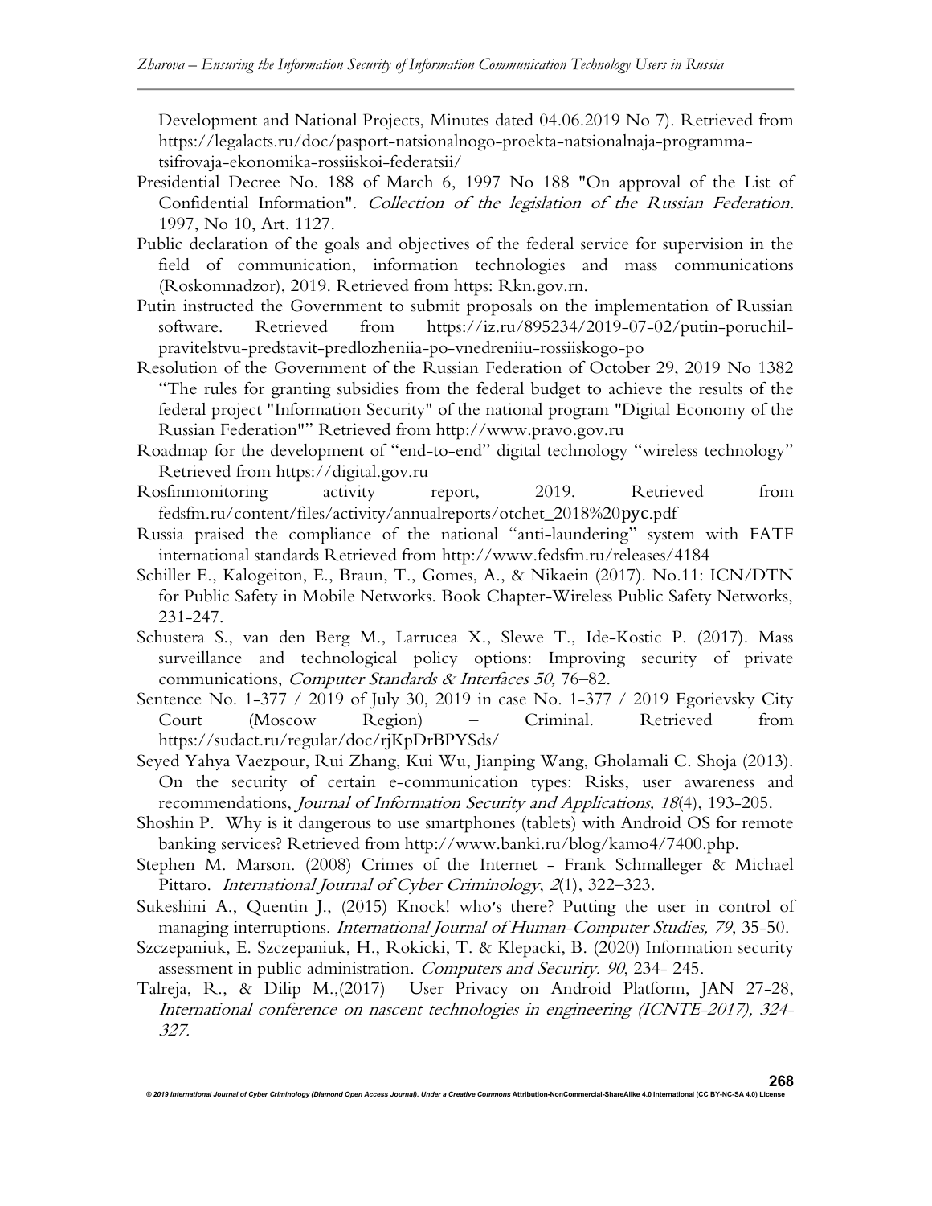Development and National Projects, Minutes dated 04.06.2019 No 7). Retrieved from https://legalacts.ru/doc/pasport-natsionalnogo-proekta-natsionalnaja-programma-tsifrovaja-ekonomika-rossiiskoi-federatsii/

Presidential Decree No. 188 of March 6, 1997 No 188 "On approval of the List of Confidential Information". *Collection of the legislation of the Russian Federation*. 1997, No 10, Art. 1127.

Public declaration of the goals and objectives of the federal service for supervision in the field of communication, information technologies and mass communications (Roskomnadzor), 2019. Retrieved from https: Rkn.gov.rn.

Putin instructed the Government to submit proposals on the implementation of Russian software. Retrieved from https://iz.ru/895234/2019-07-02/putin-poruchil-pravitelstvu-predstavit-predlozheniia-po-vnedreniiu-rossiiskogo-po

Resolution of the Government of the Russian Federation of October 29, 2019 No 1382 "The rules for granting subsidies from the federal budget to achieve the results of the federal project "Information Security" of the national program "Digital Economy of the Russian Federation"" Retrieved from http://www.pravo.gov.ru

Roadmap for the development of "end-to-end" digital technology "wireless technology" Retrieved from https://digital.gov.ru

Rosfinmonitoring activity report, 2019. Retrieved from fedsfm.ru/content/files/activity/annualreports/otchet_2018%20рус.pdf

Russia praised the compliance of the national "anti-laundering" system with FATF international standards Retrieved from http://www.fedsfm.ru/releases/4184

Schiller E., Kalogeiton, E., Braun, T., Gomes, A., & Nikaein (2017). No.11: ICN/DTN for Public Safety in Mobile Networks. Book Chapter-Wireless Public Safety Networks, 231-247.

Schustera S., van den Berg M., Larrucea X., Slewe T., Ide-Kostic P. (2017). Mass surveillance and technological policy options: Improving security of private communications, *Computer Standards & Interfaces 50,* 76–82.

Sentence No. 1-377 / 2019 of July 30, 2019 in case No. 1-377 / 2019 Egorievsky City Court (Moscow Region) – Criminal. Retrieved from https://sudact.ru/regular/doc/rjKpDrBPYSds/

Seyed Yahya Vaezpour, Rui Zhang, Kui Wu, Jianping Wang, Gholamali C. Shoja (2013). On the security of certain e-communication types: Risks, user awareness and recommendations, *Journal of Information Security and Applications, 18*(4), 193-205.

Shoshin P. Why is it dangerous to use smartphones (tablets) with Android OS for remote banking services? Retrieved from http://www.banki.ru/blog/kamo4/7400.php.

Stephen M. Marson. (2008) Crimes of the Internet - Frank Schmalleger & Michael Pittaro. *International Journal of Cyber Criminology*, *2*(1), 322–323.

Sukeshini A., Quentin J., (2015) Knock! who's there? Putting the user in control of managing interruptions. *International Journal of Human-Computer Studies, 79*, 35-50.

Szczepaniuk, E. Szczepaniuk, H., Rokicki, T. & Klepacki, B. (2020) Information security assessment in public administration. *Computers and Security. 90*, 234- 245.

Talreja, R., & Dilip M.,(2017) User Privacy on Android Platform, JAN 27-28, *International conference on nascent technologies in engineering (ICNTE-2017), 324-327.*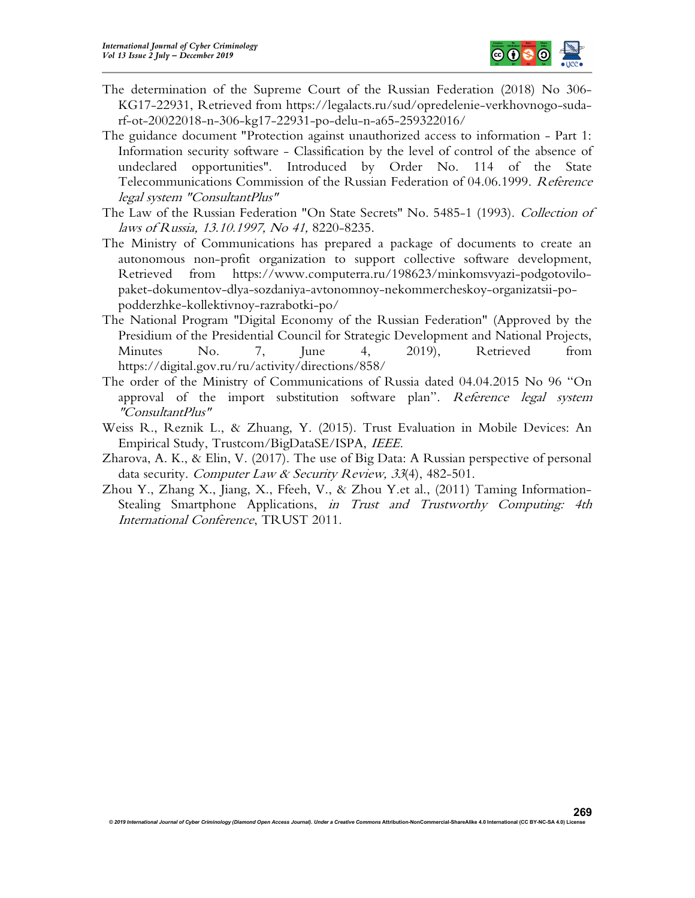The determination of the Supreme Court of the Russian Federation (2018) No 306-KG17-22931, Retrieved from https://legalacts.ru/sud/opredelenie-verkhovnogo-suda-rf-ot-20022018-n-306-kg17-22931-po-delu-n-a65-259322016/

The guidance document "Protection against unauthorized access to information - Part 1: Information security software - Classification by the level of control of the absence of undeclared opportunities". Introduced by Order No. 114 of the State Telecommunications Commission of the Russian Federation of 04.06.1999. *Reference legal system "ConsultantPlus"*

The Law of the Russian Federation "On State Secrets" No. 5485-1 (1993). *Collection of laws of Russia, 13.10.1997, No 41,* 8220-8235.

The Ministry of Communications has prepared a package of documents to create an autonomous non-profit organization to support collective software development, Retrieved from https://www.computerra.ru/198623/minkomsvyazi-podgotovilo-paket-dokumentov-dlya-sozdaniya-avtonomnoy-nekommercheskoy-organizatsii-po-podderzhke-kollektivnoy-razrabotki-po/

The National Program "Digital Economy of the Russian Federation" (Approved by the Presidium of the Presidential Council for Strategic Development and National Projects, Minutes No. 7, June 4, 2019), Retrieved from https://digital.gov.ru/ru/activity/directions/858/

The order of the Ministry of Communications of Russia dated 04.04.2015 No 96 "On approval of the import substitution software plan". *Reference legal system "ConsultantPlus"*

Weiss R., Reznik L., & Zhuang, Y. (2015). Trust Evaluation in Mobile Devices: An Empirical Study, Trustcom/BigDataSE/ISPA, *IEEE.*

Zharova, A. K., & Elin, V. (2017). The use of Big Data: A Russian perspective of personal data security. *Computer Law & Security Review, 33*(4), 482-501.

Zhou Y., Zhang X., Jiang, X., Ffeeh, V., & Zhou Y.et al., (2011) Taming Information-Stealing Smartphone Applications, *in Trust and Trustworthy Computing: 4th International Conference*, TRUST 2011.